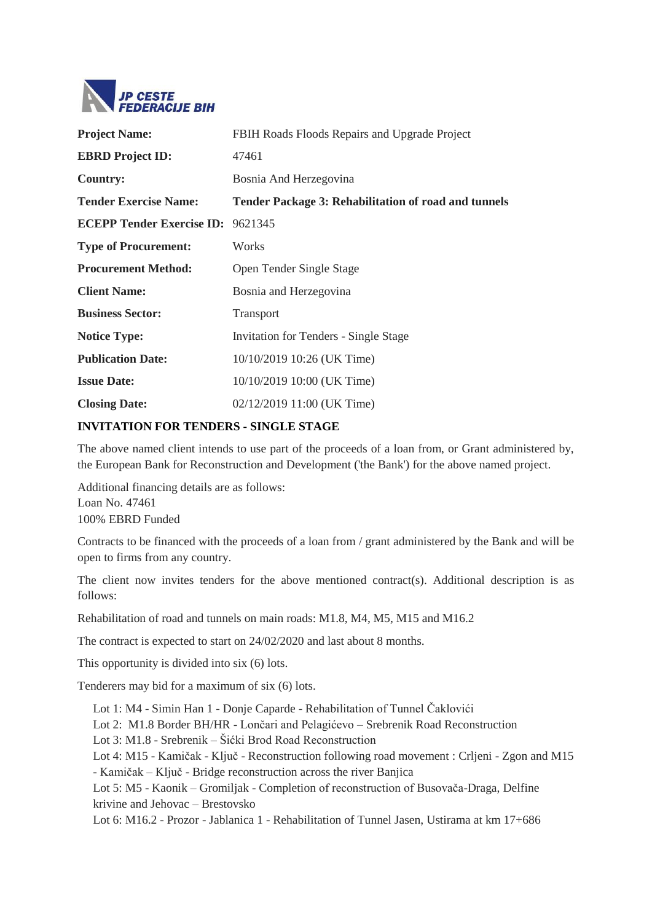JP CESTE FEDERACIJE BIH

| | |
|---|---|
| **Project Name:** | FBIH Roads Floods Repairs and Upgrade Project |
| **EBRD Project ID:** | 47461 |
| **Country:** | Bosnia And Herzegovina |
| **Tender Exercise Name:** | **Tender Package 3: Rehabilitation of road and tunnels** |
| **ECEPP Tender Exercise ID:** | 9621345 |
| **Type of Procurement:** | Works |
| **Procurement Method:** | Open Tender Single Stage |
| **Client Name:** | Bosnia and Herzegovina |
| **Business Sector:** | Transport |
| **Notice Type:** | Invitation for Tenders - Single Stage |
| **Publication Date:** | 10/10/2019 10:26 (UK Time) |
| **Issue Date:** | 10/10/2019 10:00 (UK Time) |
| **Closing Date:** | 02/12/2019 11:00 (UK Time) |

## INVITATION FOR TENDERS - SINGLE STAGE

The above named client intends to use part of the proceeds of a loan from, or Grant administered by, the European Bank for Reconstruction and Development ('the Bank') for the above named project.

Additional financing details are as follows:
Loan No. 47461
100% EBRD Funded

Contracts to be financed with the proceeds of a loan from / grant administered by the Bank and will be open to firms from any country.

The client now invites tenders for the above mentioned contract(s). Additional description is as follows:

Rehabilitation of road and tunnels on main roads: M1.8, M4, M5, M15 and M16.2

The contract is expected to start on 24/02/2020 and last about 8 months.

This opportunity is divided into six (6) lots.

Tenderers may bid for a maximum of six (6) lots.

Lot 1: M4 - Simin Han 1 - Donje Caparde - Rehabilitation of Tunnel Čaklovići
Lot 2: M1.8 Border BH/HR - Lončari and Pelagićevo – Srebrenik Road Reconstruction
Lot 3: M1.8 - Srebrenik – Šićki Brod Road Reconstruction
Lot 4: M15 - Kamičak - Ključ - Reconstruction following road movement : Crljeni - Zgon and M15 - Kamičak – Ključ - Bridge reconstruction across the river Banjica
Lot 5: M5 - Kaonik – Gromiljak - Completion of reconstruction of Busovača-Draga, Delfine krivine and Jehovac – Brestovsko
Lot 6: M16.2 - Prozor - Jablanica 1 - Rehabilitation of Tunnel Jasen, Ustirama at km 17+686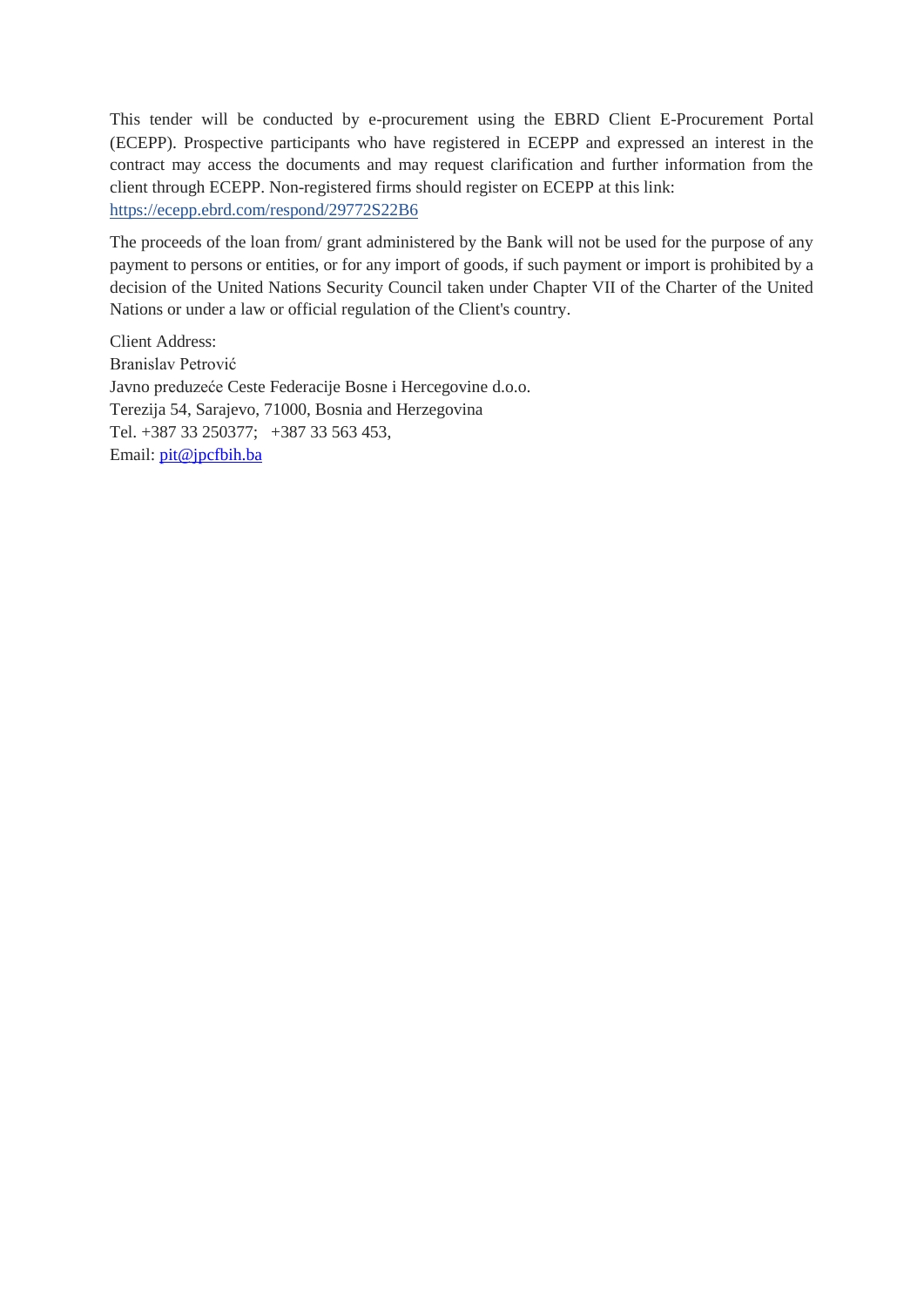This tender will be conducted by e-procurement using the EBRD Client E-Procurement Portal (ECEPP). Prospective participants who have registered in ECEPP and expressed an interest in the contract may access the documents and may request clarification and further information from the client through ECEPP. Non-registered firms should register on ECEPP at this link: https://ecepp.ebrd.com/respond/29772S22B6

The proceeds of the loan from/ grant administered by the Bank will not be used for the purpose of any payment to persons or entities, or for any import of goods, if such payment or import is prohibited by a decision of the United Nations Security Council taken under Chapter VII of the Charter of the United Nations or under a law or official regulation of the Client's country.

Client Address:
Branislav Petrović
Javno preduzeće Ceste Federacije Bosne i Hercegovine d.o.o.
Terezija 54, Sarajevo, 71000, Bosnia and Herzegovina
Tel. +387 33 250377; +387 33 563 453,
Email: pit@jpcfbih.ba